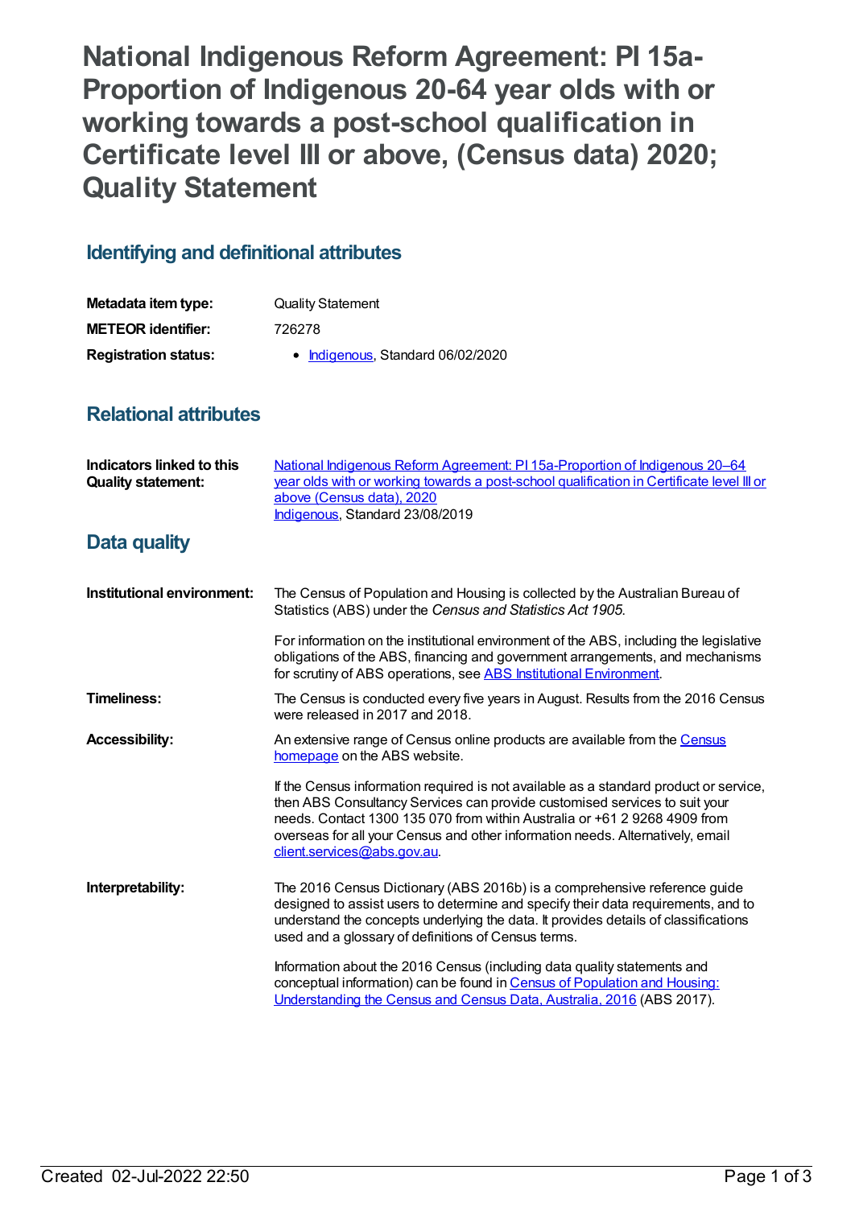# National Indigenous Reform Agreement: PI 15a-Proportion of Indigenous 20-64 year olds with or working towards a post-school qualification in Certificate level III or above, (Census data) 2020; Quality Statement

## Identifying and definitional attributes

| | |
|---|---|
| **Metadata item type:** | Quality Statement |
| **METEOR identifier:** | 726278 |
| **Registration status:** | • Indigenous, Standard 06/02/2020 |

## Relational attributes

| | |
|---|---|
| **Indicators linked to this Quality statement:** | National Indigenous Reform Agreement: PI 15a-Proportion of Indigenous 20–64 year olds with or working towards a post-school qualification in Certificate level III or above (Census data), 2020<br>Indigenous, Standard 23/08/2019 |

## Data quality

**Institutional environment:**

The Census of Population and Housing is collected by the Australian Bureau of Statistics (ABS) under the *Census and Statistics Act 1905*.

For information on the institutional environment of the ABS, including the legislative obligations of the ABS, financing and government arrangements, and mechanisms for scrutiny of ABS operations, see ABS Institutional Environment.

**Timeliness:**

The Census is conducted every five years in August. Results from the 2016 Census were released in 2017 and 2018.

**Accessibility:**

An extensive range of Census online products are available from the Census homepage on the ABS website.

If the Census information required is not available as a standard product or service, then ABS Consultancy Services can provide customised services to suit your needs. Contact 1300 135 070 from within Australia or +61 2 9268 4909 from overseas for all your Census and other information needs. Alternatively, email client.services@abs.gov.au.

**Interpretability:**

The 2016 Census Dictionary (ABS 2016b) is a comprehensive reference guide designed to assist users to determine and specify their data requirements, and to understand the concepts underlying the data. It provides details of classifications used and a glossary of definitions of Census terms.

Information about the 2016 Census (including data quality statements and conceptual information) can be found in Census of Population and Housing: Understanding the Census and Census Data, Australia, 2016 (ABS 2017).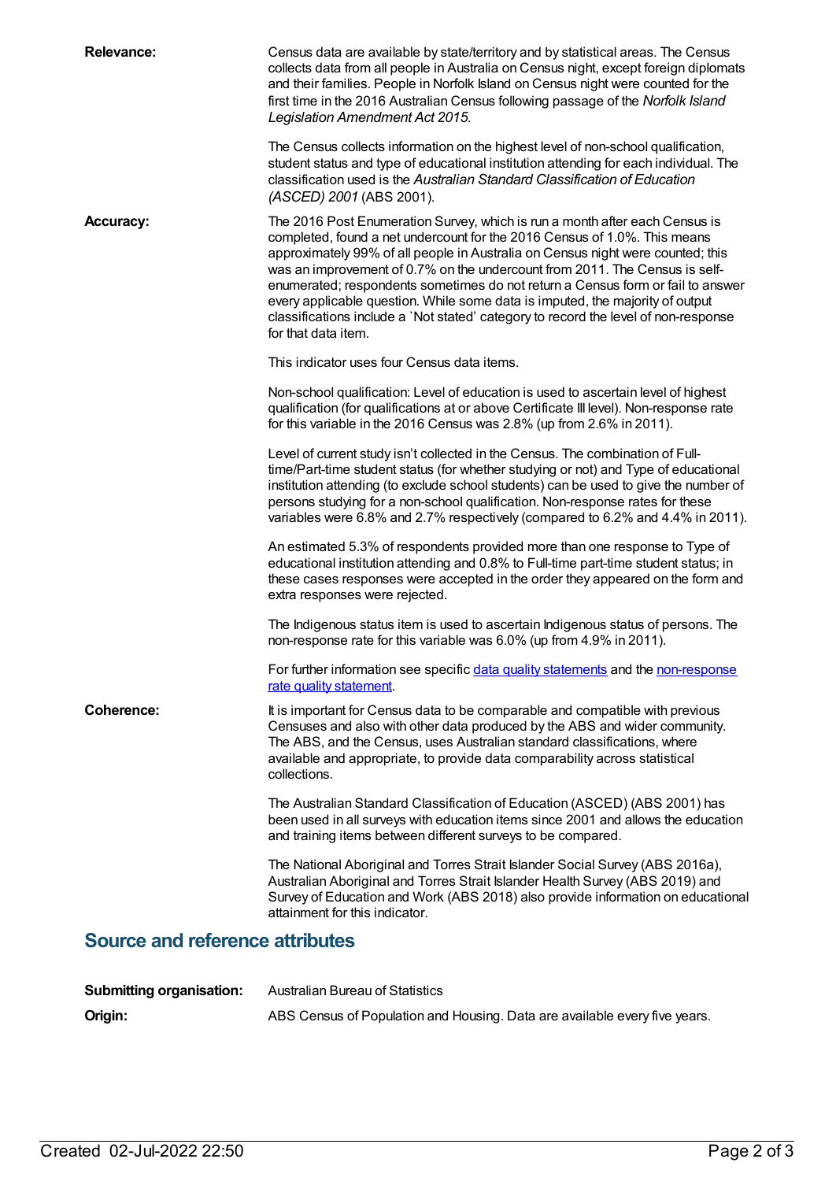**Relevance:** Census data are available by state/territory and by statistical areas. The Census collects data from all people in Australia on Census night, except foreign diplomats and their families. People in Norfolk Island on Census night were counted for the first time in the 2016 Australian Census following passage of the *Norfolk Island Legislation Amendment Act 2015*.

The Census collects information on the highest level of non-school qualification, student status and type of educational institution attending for each individual. The classification used is the *Australian Standard Classification of Education (ASCED) 2001* (ABS 2001).

**Accuracy:** The 2016 Post Enumeration Survey, which is run a month after each Census is completed, found a net undercount for the 2016 Census of 1.0%. This means approximately 99% of all people in Australia on Census night were counted; this was an improvement of 0.7% on the undercount from 2011. The Census is self-enumerated; respondents sometimes do not return a Census form or fail to answer every applicable question. While some data is imputed, the majority of output classifications include a `Not stated' category to record the level of non-response for that data item.

This indicator uses four Census data items.

Non-school qualification: Level of education is used to ascertain level of highest qualification (for qualifications at or above Certificate III level). Non-response rate for this variable in the 2016 Census was 2.8% (up from 2.6% in 2011).

Level of current study isn't collected in the Census. The combination of Full-time/Part-time student status (for whether studying or not) and Type of educational institution attending (to exclude school students) can be used to give the number of persons studying for a non-school qualification. Non-response rates for these variables were 6.8% and 2.7% respectively (compared to 6.2% and 4.4% in 2011).

An estimated 5.3% of respondents provided more than one response to Type of educational institution attending and 0.8% to Full-time part-time student status; in these cases responses were accepted in the order they appeared on the form and extra responses were rejected.

The Indigenous status item is used to ascertain Indigenous status of persons. The non-response rate for this variable was 6.0% (up from 4.9% in 2011).

For further information see specific data quality statements and the non-response rate quality statement.

**Coherence:** It is important for Census data to be comparable and compatible with previous Censuses and also with other data produced by the ABS and wider community. The ABS, and the Census, uses Australian standard classifications, where available and appropriate, to provide data comparability across statistical collections.

The Australian Standard Classification of Education (ASCED) (ABS 2001) has been used in all surveys with education items since 2001 and allows the education and training items between different surveys to be compared.

The National Aboriginal and Torres Strait Islander Social Survey (ABS 2016a), Australian Aboriginal and Torres Strait Islander Health Survey (ABS 2019) and Survey of Education and Work (ABS 2018) also provide information on educational attainment for this indicator.

## Source and reference attributes

**Submitting organisation:** Australian Bureau of Statistics

**Origin:** ABS Census of Population and Housing. Data are available every five years.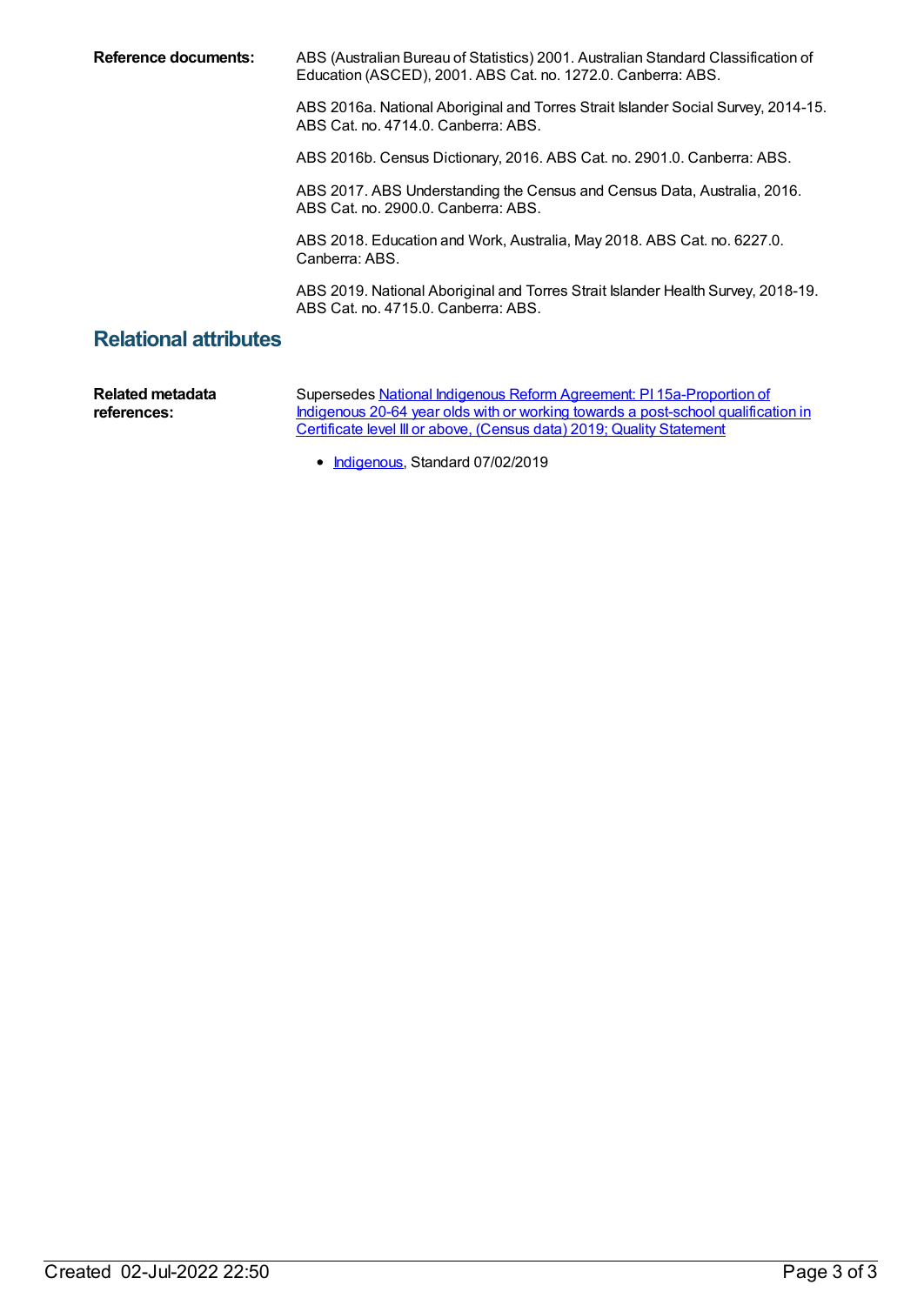**Reference documents:**

ABS (Australian Bureau of Statistics) 2001. Australian Standard Classification of Education (ASCED), 2001. ABS Cat. no. 1272.0. Canberra: ABS.

ABS 2016a. National Aboriginal and Torres Strait Islander Social Survey, 2014-15. ABS Cat. no. 4714.0. Canberra: ABS.

ABS 2016b. Census Dictionary, 2016. ABS Cat. no. 2901.0. Canberra: ABS.

ABS 2017. ABS Understanding the Census and Census Data, Australia, 2016. ABS Cat. no. 2900.0. Canberra: ABS.

ABS 2018. Education and Work, Australia, May 2018. ABS Cat. no. 6227.0. Canberra: ABS.

ABS 2019. National Aboriginal and Torres Strait Islander Health Survey, 2018-19. ABS Cat. no. 4715.0. Canberra: ABS.

## Relational attributes

**Related metadata references:**

Supersedes National Indigenous Reform Agreement: PI 15a-Proportion of Indigenous 20-64 year olds with or working towards a post-school qualification in Certificate level III or above, (Census data) 2019; Quality Statement

- Indigenous, Standard 07/02/2019